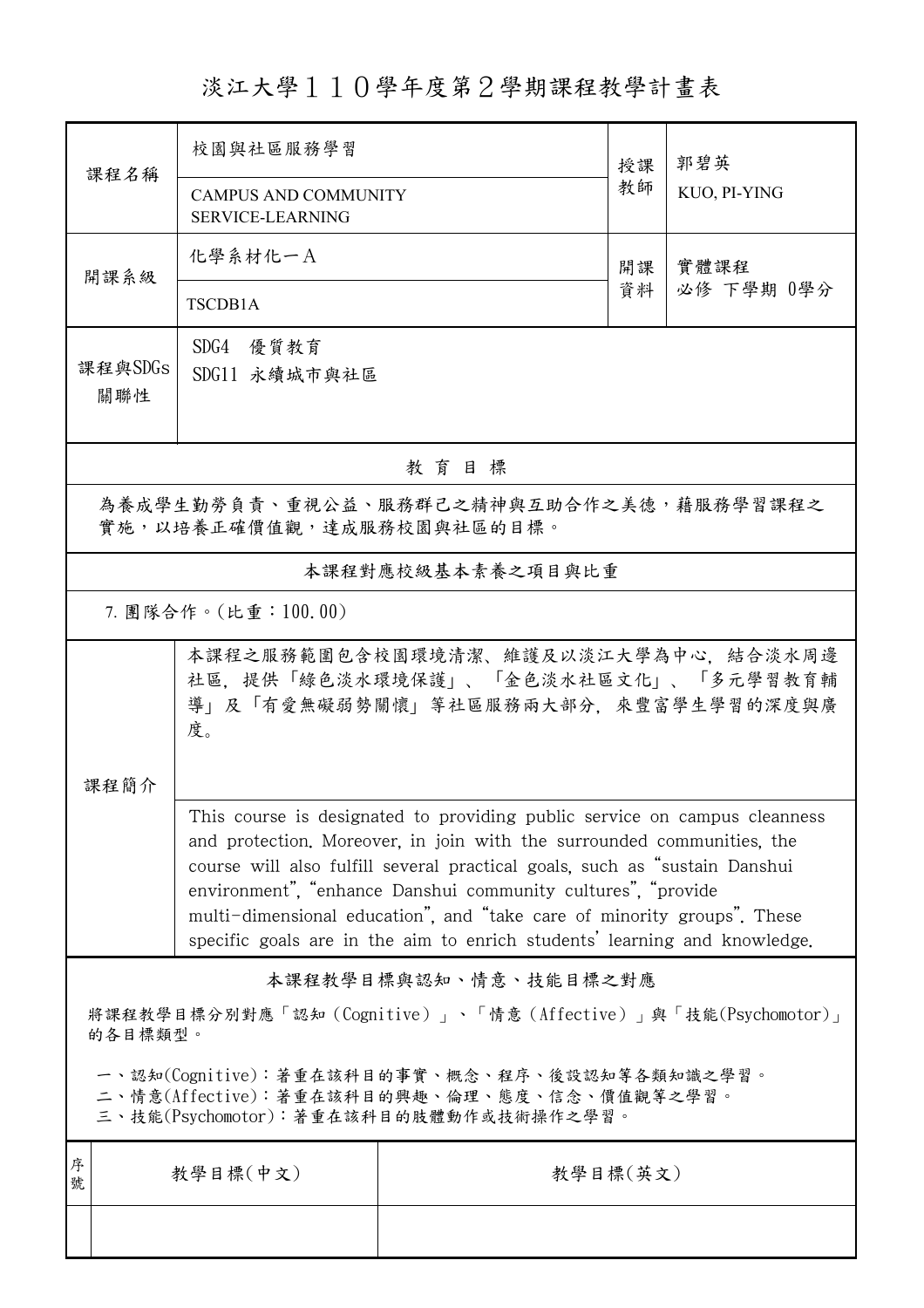# 淡江大學１１０學年度第２學期課程教學計畫表

| 課程名稱 | 校園與社區服務學習<br>CAMPUS AND COMMUNITY SERVICE-LEARNING | 授課教師 | 郭碧英<br>KUO, PI-YING |
|---|---|---|---|
| 開課系級 | 化學系材化一A<br>TSCDB1A | 開課資料 | 實體課程<br>必修 下學期 0學分 |
| 課程與SDGs關聯性 | SDG4 優質教育<br>SDG11 永續城市與社區 | | |

## 教育目標

為養成學生勤勞負責、重視公益、服務群己之精神與互助合作之美德，藉服務學習課程之實施，以培養正確價值觀，達成服務校園與社區的目標。

## 本課程對應校級基本素養之項目與比重

7. 團隊合作。(比重：100.00)

## 課程簡介

本課程之服務範圍包含校園環境清潔、維護及以淡江大學為中心，結合淡水周邊社區，提供「綠色淡水環境保護」、「金色淡水社區文化」、「多元學習教育輔導」及「有愛無礙弱勢關懷」等社區服務兩大部分，來豐富學生學習的深度與廣度。

This course is designated to providing public service on campus cleanness and protection. Moreover, in join with the surrounded communities, the course will also fulfill several practical goals, such as "sustain Danshui environment", "enhance Danshui community cultures", "provide multi-dimensional education", and "take care of minority groups". These specific goals are in the aim to enrich students' learning and knowledge.

## 本課程教學目標與認知、情意、技能目標之對應

將課程教學目標分別對應「認知（Cognitive）」、「情意（Affective）」與「技能(Psychomotor)」的各目標類型。

一、認知(Cognitive)：著重在該科目的事實、概念、程序、後設認知等各類知識之學習。
二、情意(Affective)：著重在該科目的興趣、倫理、態度、信念、價值觀等之學習。
三、技能(Psychomotor)：著重在該科目的肢體動作或技術操作之學習。

| 序號 | 教學目標(中文) | 教學目標(英文) |
|---|---|---|
| | | |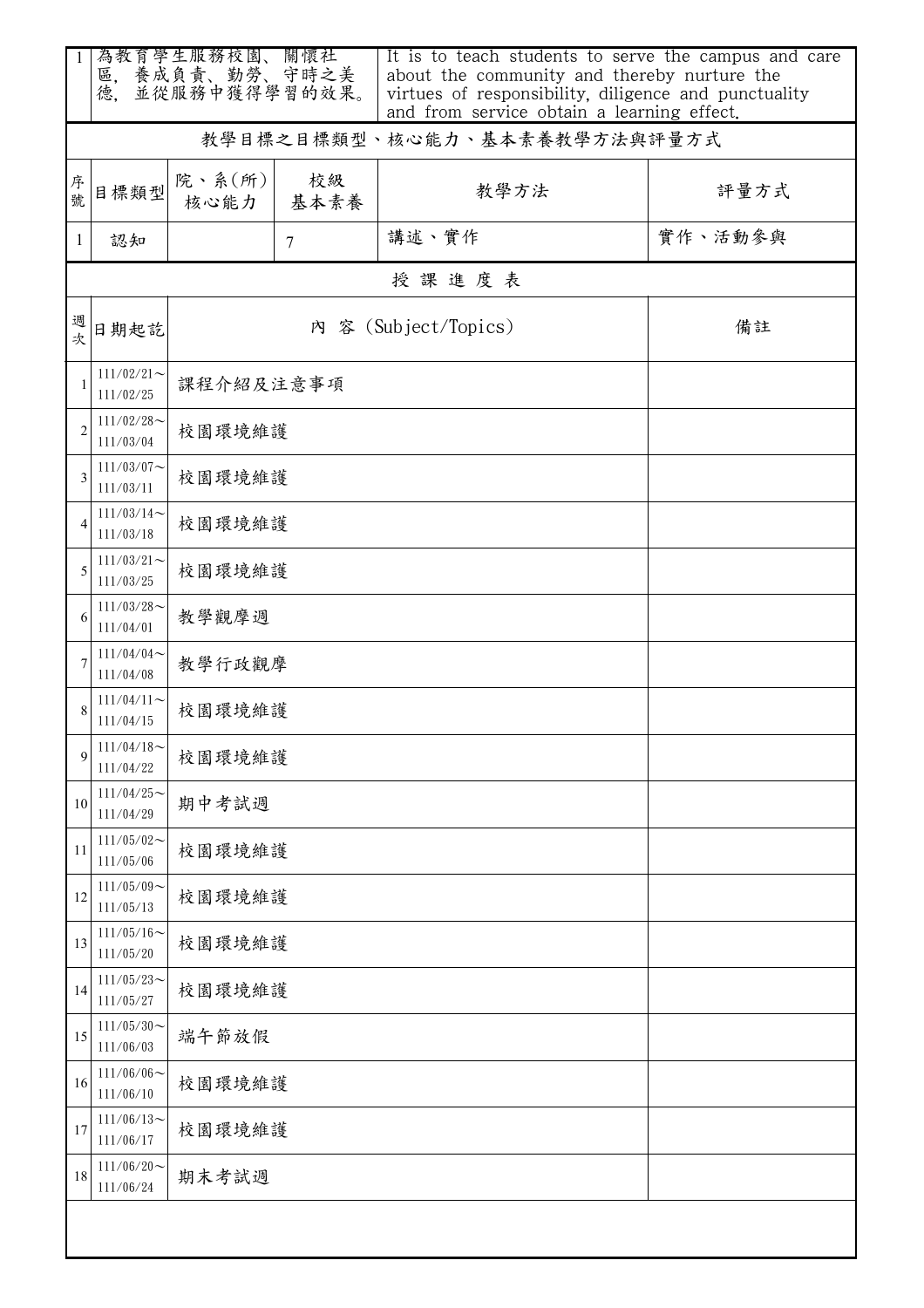| 1 | 為教育學生服務校園、關懷社區，養成負責、勤勞、守時之美德，並從服務中獲得學習的效果。 | It is to teach students to serve the campus and care about the community and thereby nurture the virtues of responsibility, diligence and punctuality and from service obtain a learning effect. |
|---|---|---|

**教學目標之目標類型、核心能力、基本素養教學方法與評量方式**

| 序號 | 目標類型 | 院、系(所)核心能力 | 校級基本素養 | 教學方法 | 評量方式 |
|---|---|---|---|---|---|
| 1 | 認知 | | 7 | 講述、實作 | 實作、活動參與 |

**授 課 進 度 表**

| 週次 | 日期起訖 | 內 容 (Subject/Topics) | 備註 |
|---|---|---|---|
| 1 | 111/02/21～111/02/25 | 課程介紹及注意事項 | |
| 2 | 111/02/28～111/03/04 | 校園環境維護 | |
| 3 | 111/03/07～111/03/11 | 校園環境維護 | |
| 4 | 111/03/14～111/03/18 | 校園環境維護 | |
| 5 | 111/03/21～111/03/25 | 校園環境維護 | |
| 6 | 111/03/28～111/04/01 | 教學觀摩週 | |
| 7 | 111/04/04～111/04/08 | 教學行政觀摩 | |
| 8 | 111/04/11～111/04/15 | 校園環境維護 | |
| 9 | 111/04/18～111/04/22 | 校園環境維護 | |
| 10 | 111/04/25～111/04/29 | 期中考試週 | |
| 11 | 111/05/02～111/05/06 | 校園環境維護 | |
| 12 | 111/05/09～111/05/13 | 校園環境維護 | |
| 13 | 111/05/16～111/05/20 | 校園環境維護 | |
| 14 | 111/05/23～111/05/27 | 校園環境維護 | |
| 15 | 111/05/30～111/06/03 | 端午節放假 | |
| 16 | 111/06/06～111/06/10 | 校園環境維護 | |
| 17 | 111/06/13～111/06/17 | 校園環境維護 | |
| 18 | 111/06/20～111/06/24 | 期末考試週 | |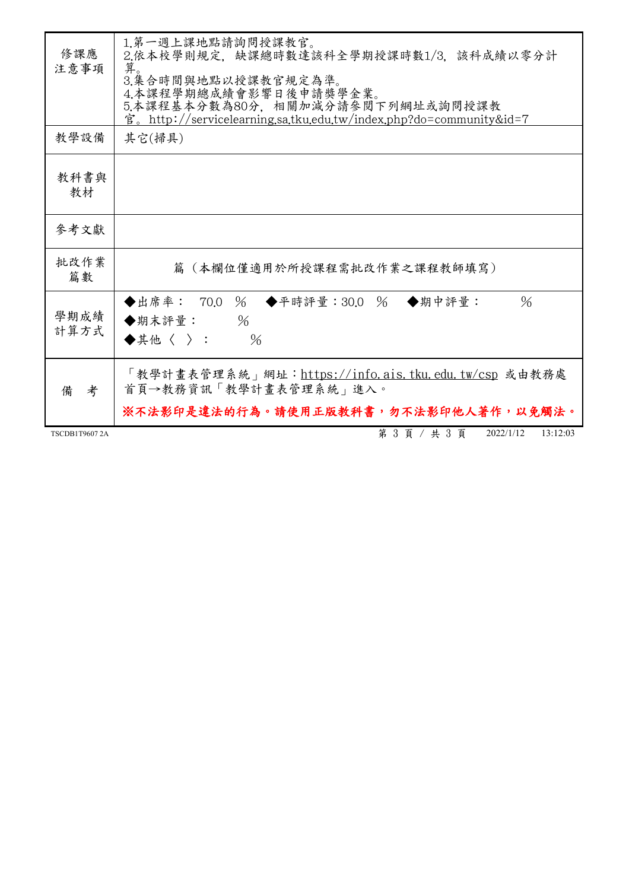| | |
|---|---|
| 修課應注意事項 | 1.第一週上課地點請詢問授課教官。<br>2.依本校學則規定，缺課總時數達該科全學期授課時數1/3，該科成績以零分計算。<br>3.集合時間與地點以授課教官規定為準。<br>4.本課程學期總成績會影響日後申請獎學金業。<br>5.本課程基本分數為80分，相關加減分請參閱下列網址或詢問授課教官。http://servicelearning.sa.tku.edu.tw/index.php?do=community&id=7 |
| 教學設備 | 其它(掃具) |
| 教科書與教材 | |
| 參考文獻 | |
| 批改作業篇數 | 篇（本欄位僅適用於所授課程需批改作業之課程教師填寫） |
| 學期成績計算方式 | ◆出席率： 70.0 %　◆平時評量：30.0 %　◆期中評量：　%<br>◆期末評量：　%<br>◆其他〈 〉：　% |
| 備　考 | 「教學計畫表管理系統」網址：https://info.ais.tku.edu.tw/csp 或由教務處首頁→教務資訊「教學計畫表管理系統」進入。<br>**※不法影印是違法的行為。請使用正版教科書，勿不法影印他人著作，以免觸法。** |

TSCDB1T9607 2A　2022/1/12　13:12:03